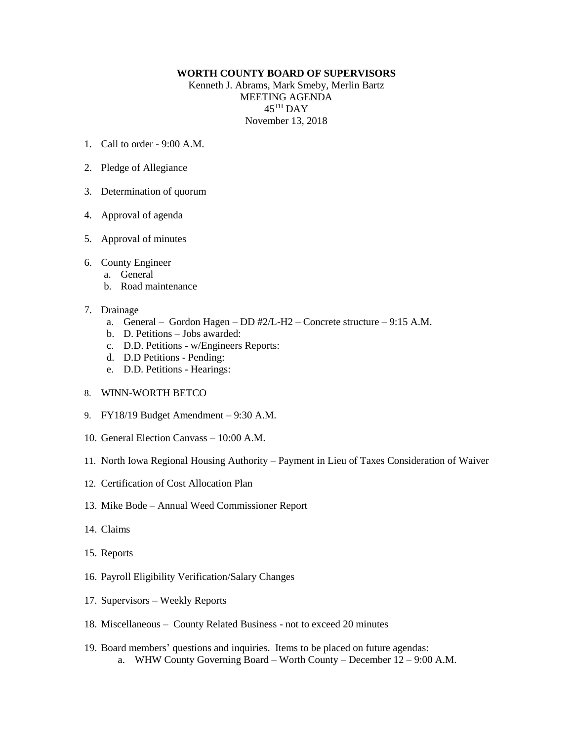**WORTH COUNTY BOARD OF SUPERVISORS**

Kenneth J. Abrams, Mark Smeby, Merlin Bartz

MEETING AGENDA

45TH DAY

November 13, 2018

1. Call to order - 9:00 A.M.

2. Pledge of Allegiance

3. Determination of quorum

4. Approval of agenda

5. Approval of minutes

6. County Engineer
   a. General
   b. Road maintenance

7. Drainage
   a. General – Gordon Hagen – DD #2/L-H2 – Concrete structure – 9:15 A.M.
   b. D. Petitions – Jobs awarded:
   c. D.D. Petitions - w/Engineers Reports:
   d. D.D Petitions - Pending:
   e. D.D. Petitions - Hearings:

8. WINN-WORTH BETCO

9. FY18/19 Budget Amendment – 9:30 A.M.

10. General Election Canvass – 10:00 A.M.

11. North Iowa Regional Housing Authority – Payment in Lieu of Taxes Consideration of Waiver

12. Certification of Cost Allocation Plan

13. Mike Bode – Annual Weed Commissioner Report

14. Claims

15. Reports

16. Payroll Eligibility Verification/Salary Changes

17. Supervisors – Weekly Reports

18. Miscellaneous – County Related Business - not to exceed 20 minutes

19. Board members' questions and inquiries. Items to be placed on future agendas:
    a. WHW County Governing Board – Worth County – December 12 – 9:00 A.M.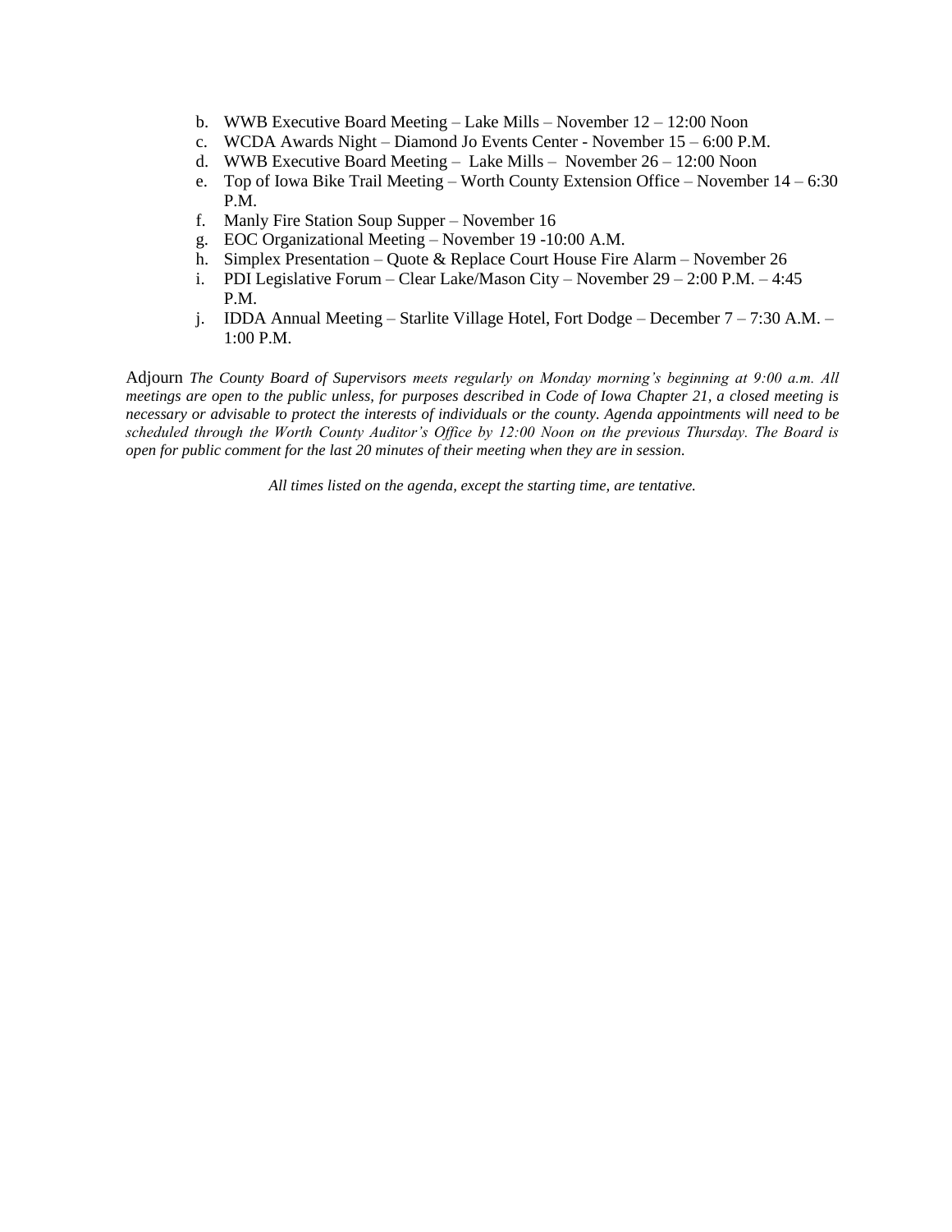b. WWB Executive Board Meeting – Lake Mills – November 12 – 12:00 Noon
c. WCDA Awards Night – Diamond Jo Events Center - November 15 – 6:00 P.M.
d. WWB Executive Board Meeting – Lake Mills – November 26 – 12:00 Noon
e. Top of Iowa Bike Trail Meeting – Worth County Extension Office – November 14 – 6:30 P.M.
f. Manly Fire Station Soup Supper – November 16
g. EOC Organizational Meeting – November 19 -10:00 A.M.
h. Simplex Presentation – Quote & Replace Court House Fire Alarm – November 26
i. PDI Legislative Forum – Clear Lake/Mason City – November 29 – 2:00 P.M. – 4:45 P.M.
j. IDDA Annual Meeting – Starlite Village Hotel, Fort Dodge – December 7 – 7:30 A.M. – 1:00 P.M.

Adjourn *The County Board of Supervisors meets regularly on Monday morning's beginning at 9:00 a.m. All meetings are open to the public unless, for purposes described in Code of Iowa Chapter 21, a closed meeting is necessary or advisable to protect the interests of individuals or the county. Agenda appointments will need to be scheduled through the Worth County Auditor's Office by 12:00 Noon on the previous Thursday. The Board is open for public comment for the last 20 minutes of their meeting when they are in session.*

*All times listed on the agenda, except the starting time, are tentative.*